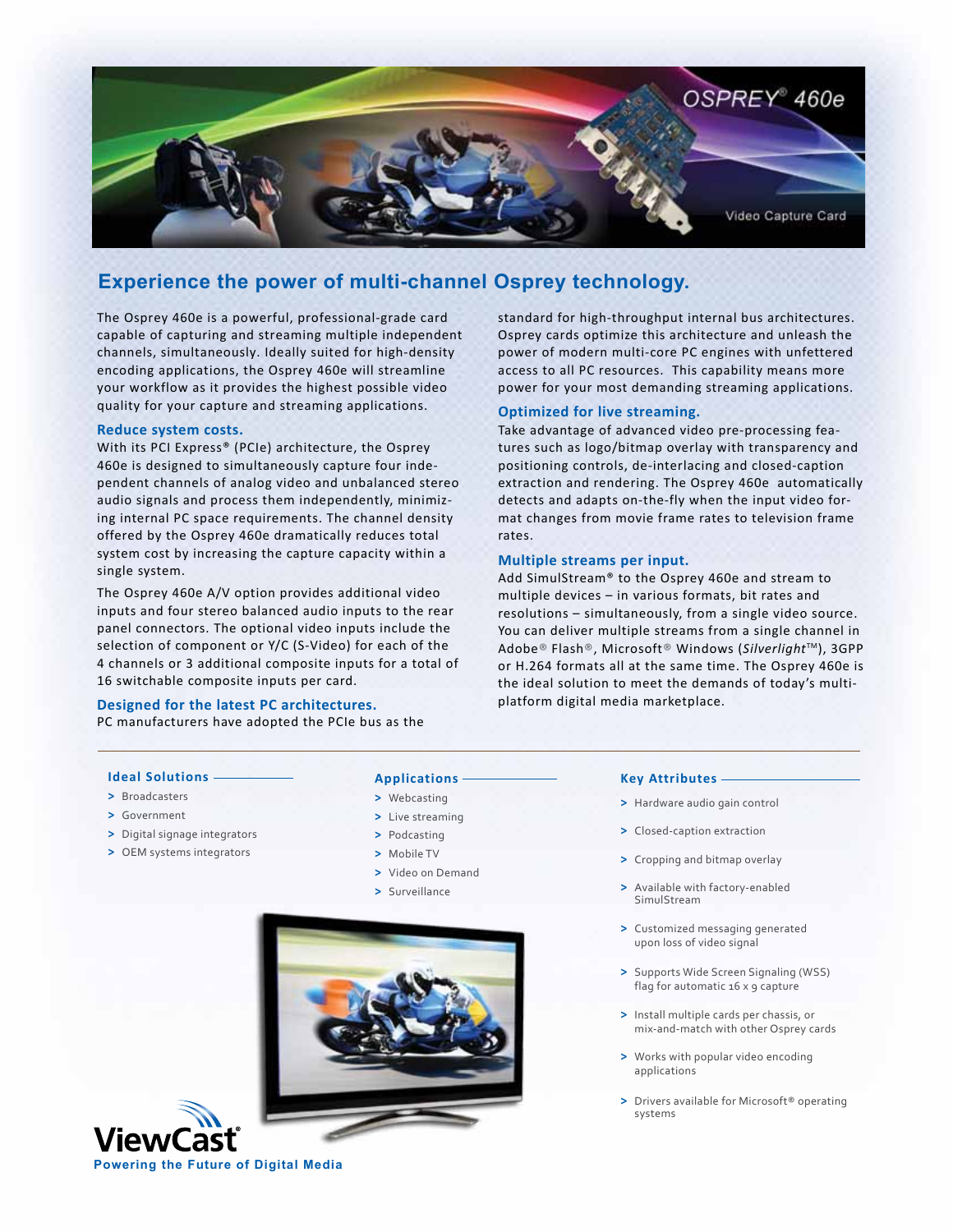# OSPREY® 460e

Video Capture Card

## Experience the power of multi-channel Osprey technology.

The Osprey 460e is a powerful, professional-grade card capable of capturing and streaming multiple independent channels, simultaneously. Ideally suited for high-density encoding applications, the Osprey 460e will streamline your workflow as it provides the highest possible video quality for your capture and streaming applications.

### Reduce system costs.

With its PCI Express® (PCIe) architecture, the Osprey 460e is designed to simultaneously capture four independent channels of analog video and unbalanced stereo audio signals and process them independently, minimizing internal PC space requirements. The channel density offered by the Osprey 460e dramatically reduces total system cost by increasing the capture capacity within a single system.

The Osprey 460e A/V option provides additional video inputs and four stereo balanced audio inputs to the rear panel connectors. The optional video inputs include the selection of component or Y/C (S-Video) for each of the 4 channels or 3 additional composite inputs for a total of 16 switchable composite inputs per card.

### Designed for the latest PC architectures.

PC manufacturers have adopted the PCIe bus as the standard for high-throughput internal bus architectures. Osprey cards optimize this architecture and unleash the power of modern multi-core PC engines with unfettered access to all PC resources. This capability means more power for your most demanding streaming applications.

### Optimized for live streaming.

Take advantage of advanced video pre-processing features such as logo/bitmap overlay with transparency and positioning controls, de-interlacing and closed-caption extraction and rendering. The Osprey 460e automatically detects and adapts on-the-fly when the input video format changes from movie frame rates to television frame rates.

### Multiple streams per input.

Add SimulStream® to the Osprey 460e and stream to multiple devices – in various formats, bit rates and resolutions – simultaneously, from a single video source. You can deliver multiple streams from a single channel in Adobe® Flash®, Microsoft® Windows (*Silverlight*™), 3GPP or H.264 formats all at the same time. The Osprey 460e is the ideal solution to meet the demands of today's multi-platform digital media marketplace.

### Ideal Solutions

- Broadcasters
- Government
- Digital signage integrators
- OEM systems integrators

### Applications

- Webcasting
- Live streaming
- Podcasting
- Mobile TV
- Video on Demand
- Surveillance

### Key Attributes

- Hardware audio gain control
- Closed-caption extraction
- Cropping and bitmap overlay
- Available with factory-enabled SimulStream
- Customized messaging generated upon loss of video signal
- Supports Wide Screen Signaling (WSS) flag for automatic 16 x 9 capture
- Install multiple cards per chassis, or mix-and-match with other Osprey cards
- Works with popular video encoding applications
- Drivers available for Microsoft® operating systems

ViewCast®

Powering the Future of Digital Media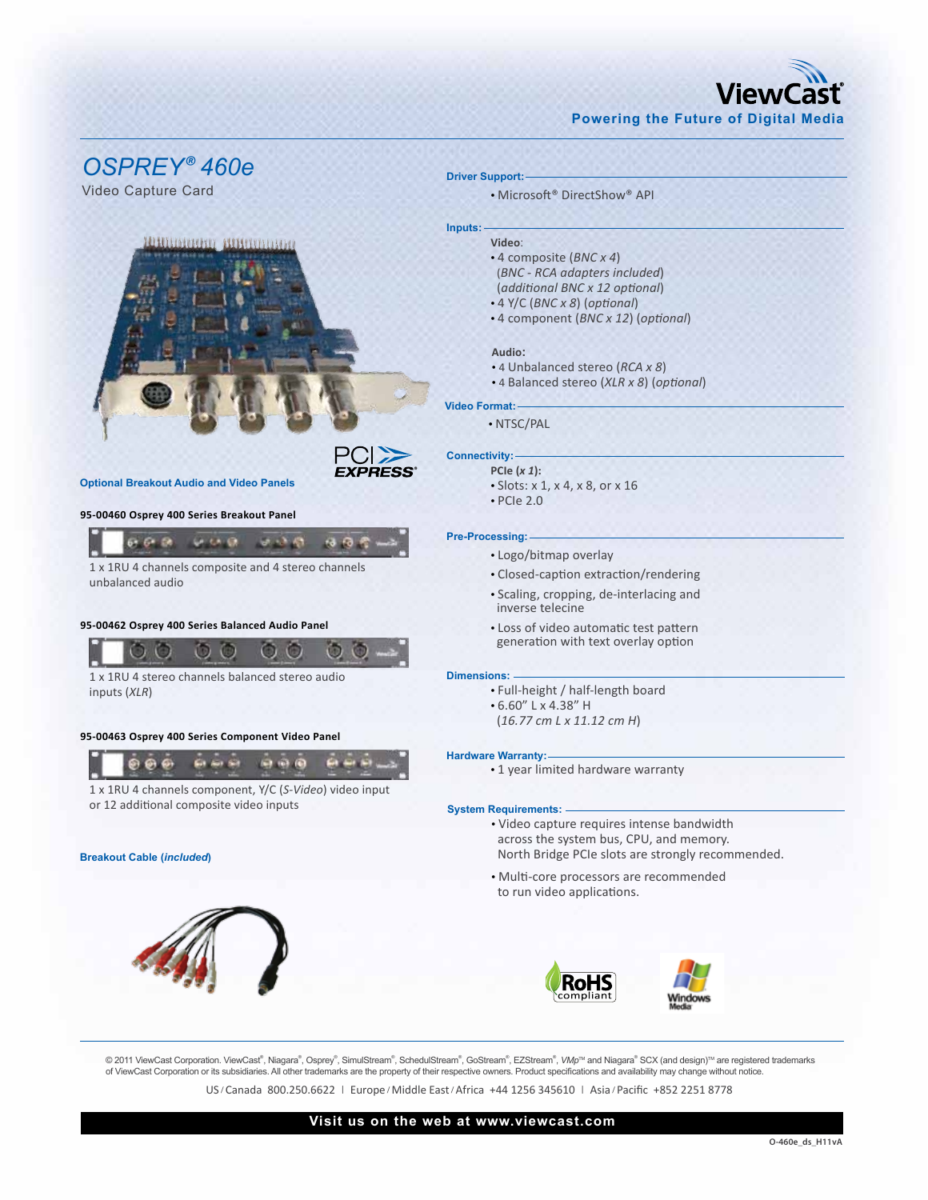**ViewCast**

**Powering the Future of Digital Media**

# OSPREY® 460e

Video Capture Card

### Optional Breakout Audio and Video Panels

**95-00460 Osprey 400 Series Breakout Panel**

1 x 1RU 4 channels composite and 4 stereo channels unbalanced audio

**95-00462 Osprey 400 Series Balanced Audio Panel**

1 x 1RU 4 stereo channels balanced stereo audio inputs (*XLR*)

**95-00463 Osprey 400 Series Component Video Panel**

1 x 1RU 4 channels component, Y/C (*S-Video*) video input or 12 additional composite video inputs

### Breakout Cable (*included*)

### Driver Support:

- Microsoft® DirectShow® API

### Inputs:

**Video**:

- 4 composite (*BNC x 4*)
  (*BNC - RCA adapters included*)
  (*additional BNC x 12 optional*)
- 4 Y/C (*BNC x 8*) (*optional*)
- 4 component (*BNC x 12*) (*optional*)

**Audio:**

- 4 Unbalanced stereo (*RCA x 8*)
- 4 Balanced stereo (*XLR x 8*) (*optional*)

### Video Format:

- NTSC/PAL

### Connectivity:

**PCIe (*x 1*):**

- Slots: x 1, x 4, x 8, or x 16
- PCIe 2.0

### Pre-Processing:

- Logo/bitmap overlay
- Closed-caption extraction/rendering
- Scaling, cropping, de-interlacing and inverse telecine
- Loss of video automatic test pattern generation with text overlay option

### Dimensions:

- Full-height / half-length board
- 6.60" L x 4.38" H
  (*16.77 cm L x 11.12 cm H*)

### Hardware Warranty:

- 1 year limited hardware warranty

### System Requirements:

- Video capture requires intense bandwidth across the system bus, CPU, and memory. North Bridge PCIe slots are strongly recommended.
- Multi-core processors are recommended to run video applications.

© 2011 ViewCast Corporation. ViewCast®, Niagara®, Osprey®, SimulStream®, SchedulStream®, GoStream®, EZStream®, *VMp*™ and Niagara® SCX (and design)™ are registered trademarks of ViewCast Corporation or its subsidiaries. All other trademarks are the property of their respective owners. Product specifications and availability may change without notice.

US / Canada 800.250.6622 | Europe / Middle East / Africa +44 1256 345610 | Asia / Pacific +852 2251 8778

**Visit us on the web at www.viewcast.com**

O-460e_ds_H11vA